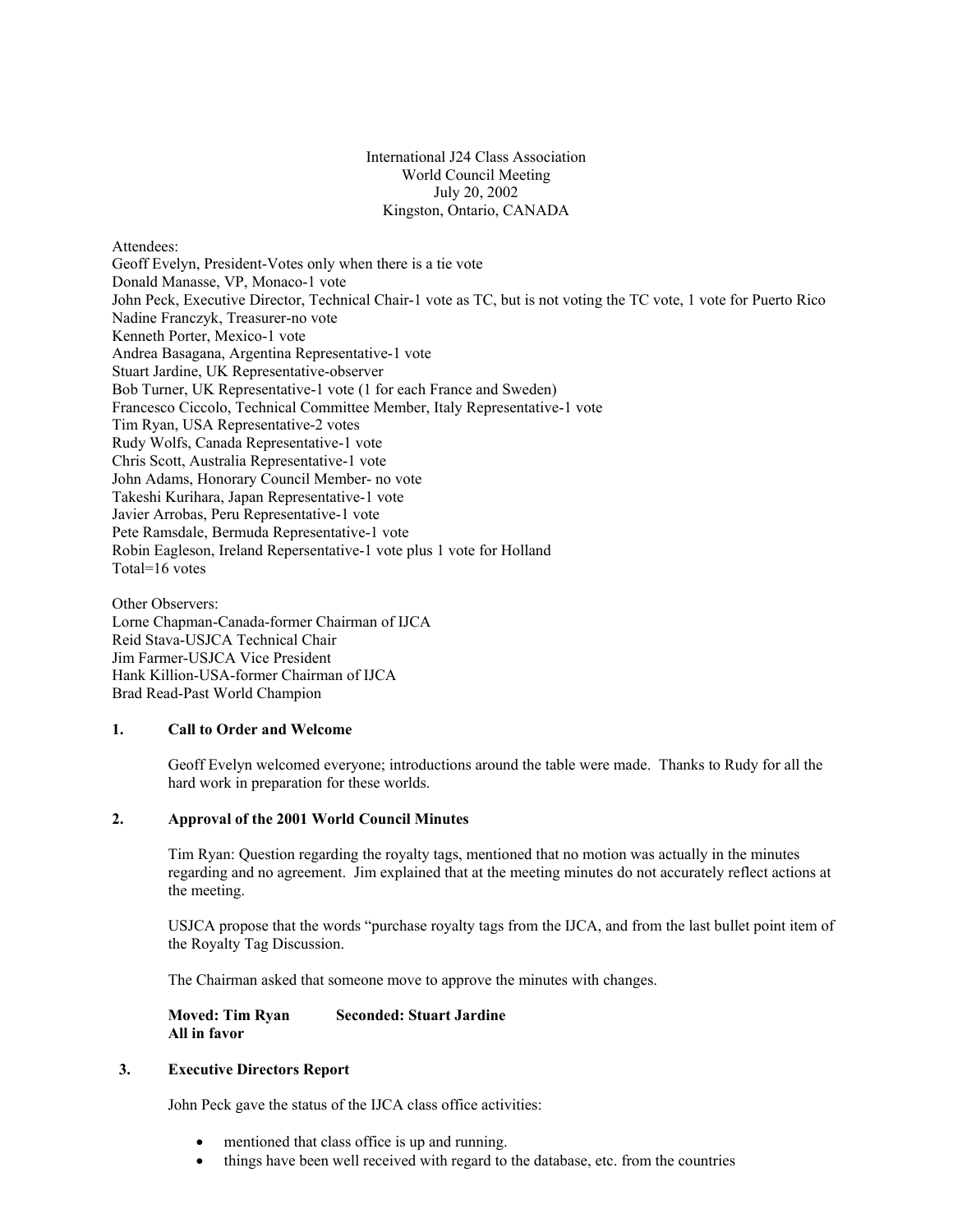International J24 Class Association
World Council Meeting
July 20, 2002
Kingston, Ontario, CANADA

Attendees:
Geoff Evelyn, President-Votes only when there is a tie vote
Donald Manasse, VP, Monaco-1 vote
John Peck, Executive Director, Technical Chair-1 vote as TC, but is not voting the TC vote, 1 vote for Puerto Rico
Nadine Franczyk, Treasurer-no vote
Kenneth Porter, Mexico-1 vote
Andrea Basagana, Argentina Representative-1 vote
Stuart Jardine, UK Representative-observer
Bob Turner, UK Representative-1 vote (1 for each France and Sweden)
Francesco Ciccolo, Technical Committee Member, Italy Representative-1 vote
Tim Ryan, USA Representative-2 votes
Rudy Wolfs, Canada Representative-1 vote
Chris Scott, Australia Representative-1 vote
John Adams, Honorary Council Member- no vote
Takeshi Kurihara, Japan Representative-1 vote
Javier Arrobas, Peru Representative-1 vote
Pete Ramsdale, Bermuda Representative-1 vote
Robin Eagleson, Ireland Repersentative-1 vote plus 1 vote for Holland
Total=16 votes

Other Observers:
Lorne Chapman-Canada-former Chairman of IJCA
Reid Stava-USJCA Technical Chair
Jim Farmer-USJCA Vice President
Hank Killion-USA-former Chairman of IJCA
Brad Read-Past World Champion

## 1. Call to Order and Welcome

Geoff Evelyn welcomed everyone; introductions around the table were made. Thanks to Rudy for all the hard work in preparation for these worlds.

## 2. Approval of the 2001 World Council Minutes

Tim Ryan: Question regarding the royalty tags, mentioned that no motion was actually in the minutes regarding and no agreement. Jim explained that at the meeting minutes do not accurately reflect actions at the meeting.

USJCA propose that the words "purchase royalty tags from the IJCA, and from the last bullet point item of the Royalty Tag Discussion.

The Chairman asked that someone move to approve the minutes with changes.

**Moved: Tim Ryan Seconded: Stuart Jardine**
**All in favor**

## 3. Executive Directors Report

John Peck gave the status of the IJCA class office activities:

- mentioned that class office is up and running.
- things have been well received with regard to the database, etc. from the countries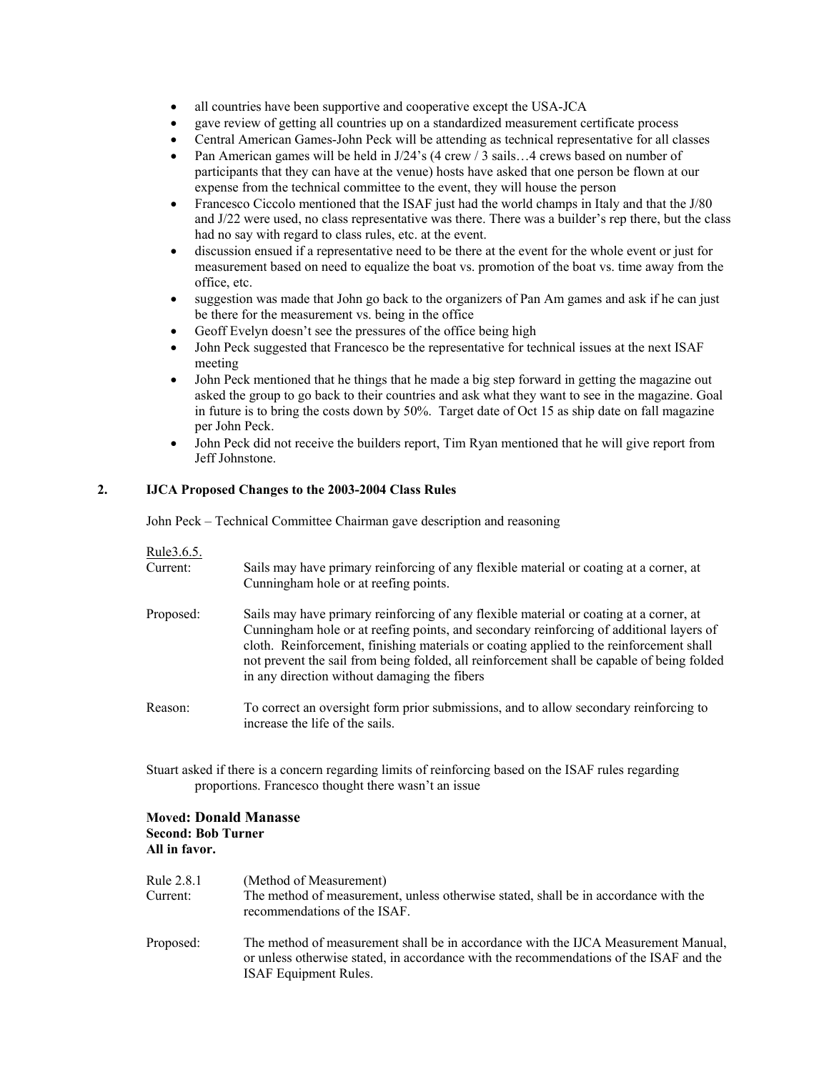- all countries have been supportive and cooperative except the USA-JCA
- gave review of getting all countries up on a standardized measurement certificate process
- Central American Games-John Peck will be attending as technical representative for all classes
- Pan American games will be held in J/24's (4 crew / 3 sails…4 crews based on number of participants that they can have at the venue) hosts have asked that one person be flown at our expense from the technical committee to the event, they will house the person
- Francesco Ciccolo mentioned that the ISAF just had the world champs in Italy and that the J/80 and J/22 were used, no class representative was there. There was a builder's rep there, but the class had no say with regard to class rules, etc. at the event.
- discussion ensued if a representative need to be there at the event for the whole event or just for measurement based on need to equalize the boat vs. promotion of the boat vs. time away from the office, etc.
- suggestion was made that John go back to the organizers of Pan Am games and ask if he can just be there for the measurement vs. being in the office
- Geoff Evelyn doesn't see the pressures of the office being high
- John Peck suggested that Francesco be the representative for technical issues at the next ISAF meeting
- John Peck mentioned that he things that he made a big step forward in getting the magazine out asked the group to go back to their countries and ask what they want to see in the magazine. Goal in future is to bring the costs down by 50%. Target date of Oct 15 as ship date on fall magazine per John Peck.
- John Peck did not receive the builders report, Tim Ryan mentioned that he will give report from Jeff Johnstone.

## 2. IJCA Proposed Changes to the 2003-2004 Class Rules

John Peck – Technical Committee Chairman gave description and reasoning

Rule3.6.5.

Current: Sails may have primary reinforcing of any flexible material or coating at a corner, at Cunningham hole or at reefing points.

Proposed: Sails may have primary reinforcing of any flexible material or coating at a corner, at Cunningham hole or at reefing points, and secondary reinforcing of additional layers of cloth. Reinforcement, finishing materials or coating applied to the reinforcement shall not prevent the sail from being folded, all reinforcement shall be capable of being folded in any direction without damaging the fibers

Reason: To correct an oversight form prior submissions, and to allow secondary reinforcing to increase the life of the sails.

Stuart asked if there is a concern regarding limits of reinforcing based on the ISAF rules regarding proportions. Francesco thought there wasn't an issue

**Moved: Donald Manasse**
**Second: Bob Turner**
**All in favor.**

Rule 2.8.1 (Method of Measurement)

Current: The method of measurement, unless otherwise stated, shall be in accordance with the recommendations of the ISAF.

Proposed: The method of measurement shall be in accordance with the IJCA Measurement Manual, or unless otherwise stated, in accordance with the recommendations of the ISAF and the ISAF Equipment Rules.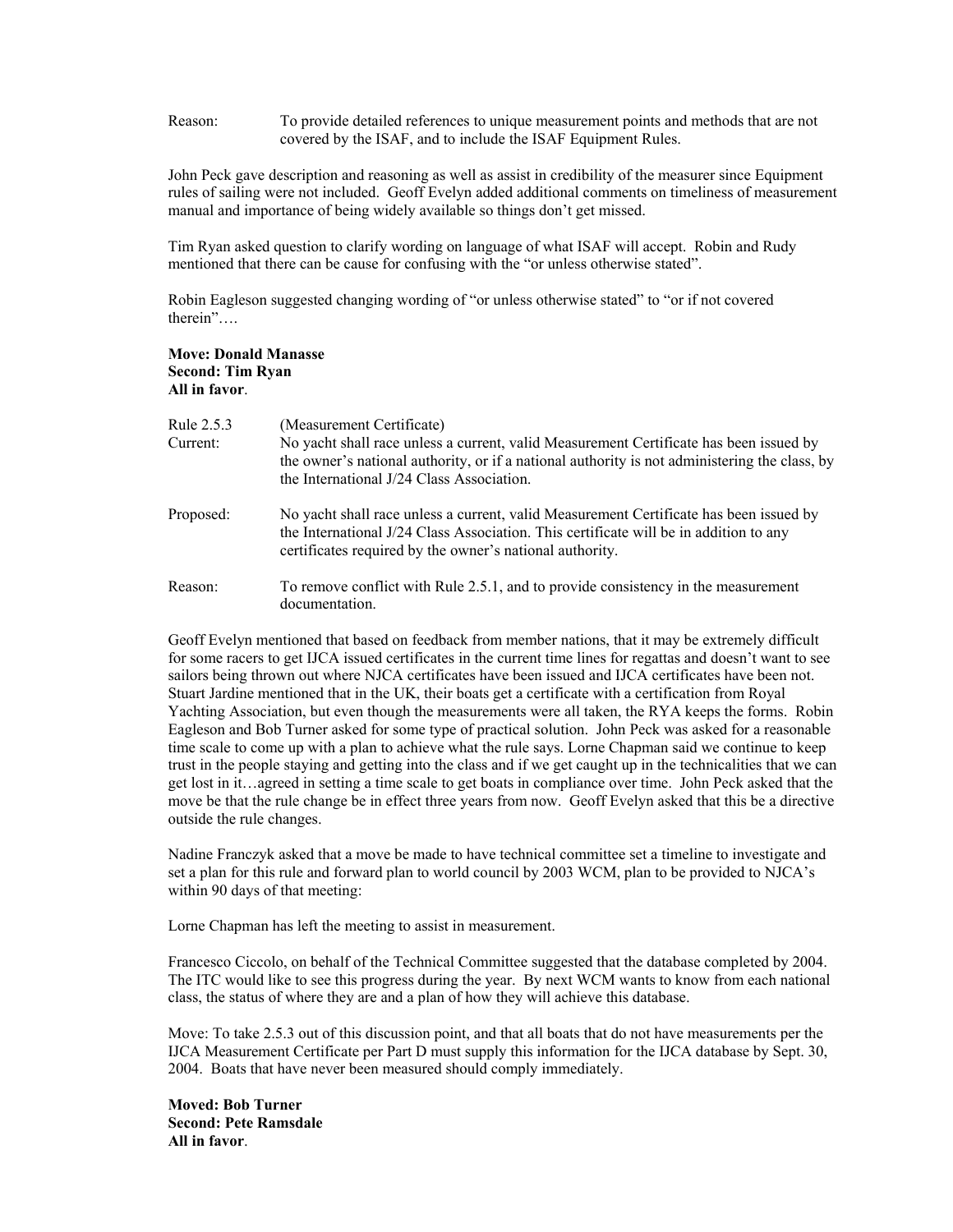Reason: To provide detailed references to unique measurement points and methods that are not covered by the ISAF, and to include the ISAF Equipment Rules.

John Peck gave description and reasoning as well as assist in credibility of the measurer since Equipment rules of sailing were not included. Geoff Evelyn added additional comments on timeliness of measurement manual and importance of being widely available so things don't get missed.

Tim Ryan asked question to clarify wording on language of what ISAF will accept. Robin and Rudy mentioned that there can be cause for confusing with the "or unless otherwise stated".

Robin Eagleson suggested changing wording of "or unless otherwise stated" to "or if not covered therein"….

**Move: Donald Manasse**
**Second: Tim Ryan**
**All in favor**.

Rule 2.5.3 (Measurement Certificate)

Current: No yacht shall race unless a current, valid Measurement Certificate has been issued by the owner's national authority, or if a national authority is not administering the class, by the International J/24 Class Association.

Proposed: No yacht shall race unless a current, valid Measurement Certificate has been issued by the International J/24 Class Association. This certificate will be in addition to any certificates required by the owner's national authority.

Reason: To remove conflict with Rule 2.5.1, and to provide consistency in the measurement documentation.

Geoff Evelyn mentioned that based on feedback from member nations, that it may be extremely difficult for some racers to get IJCA issued certificates in the current time lines for regattas and doesn't want to see sailors being thrown out where NJCA certificates have been issued and IJCA certificates have been not. Stuart Jardine mentioned that in the UK, their boats get a certificate with a certification from Royal Yachting Association, but even though the measurements were all taken, the RYA keeps the forms. Robin Eagleson and Bob Turner asked for some type of practical solution. John Peck was asked for a reasonable time scale to come up with a plan to achieve what the rule says. Lorne Chapman said we continue to keep trust in the people staying and getting into the class and if we get caught up in the technicalities that we can get lost in it…agreed in setting a time scale to get boats in compliance over time. John Peck asked that the move be that the rule change be in effect three years from now. Geoff Evelyn asked that this be a directive outside the rule changes.

Nadine Franczyk asked that a move be made to have technical committee set a timeline to investigate and set a plan for this rule and forward plan to world council by 2003 WCM, plan to be provided to NJCA's within 90 days of that meeting:

Lorne Chapman has left the meeting to assist in measurement.

Francesco Ciccolo, on behalf of the Technical Committee suggested that the database completed by 2004. The ITC would like to see this progress during the year. By next WCM wants to know from each national class, the status of where they are and a plan of how they will achieve this database.

Move: To take 2.5.3 out of this discussion point, and that all boats that do not have measurements per the IJCA Measurement Certificate per Part D must supply this information for the IJCA database by Sept. 30, 2004. Boats that have never been measured should comply immediately.

**Moved: Bob Turner**
**Second: Pete Ramsdale**
**All in favor**.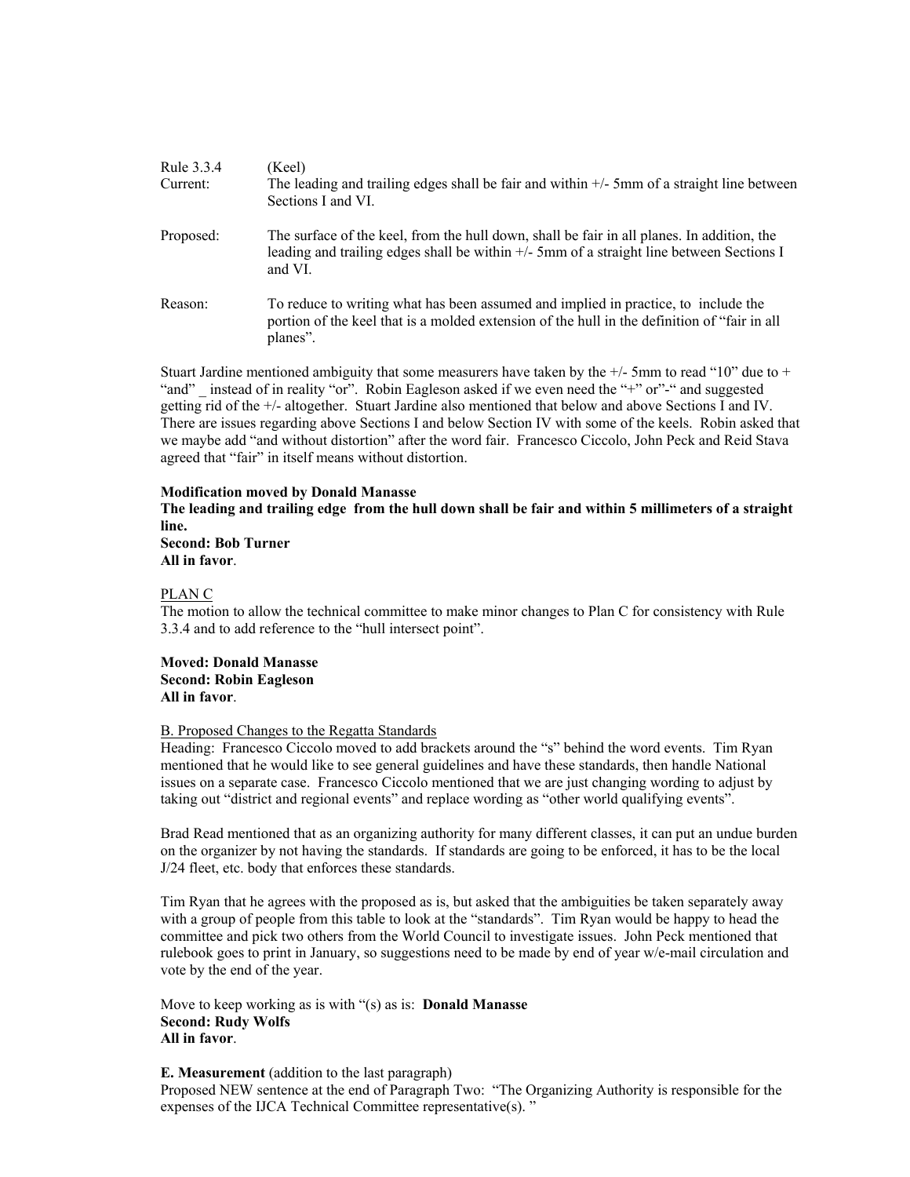| | |
|---|---|
| Rule 3.3.4 | (Keel) |
| Current: | The leading and trailing edges shall be fair and within +/- 5mm of a straight line between Sections I and VI. |
| Proposed: | The surface of the keel, from the hull down, shall be fair in all planes. In addition, the leading and trailing edges shall be within +/- 5mm of a straight line between Sections I and VI. |
| Reason: | To reduce to writing what has been assumed and implied in practice, to include the portion of the keel that is a molded extension of the hull in the definition of "fair in all planes". |

Stuart Jardine mentioned ambiguity that some measurers have taken by the +/- 5mm to read "10" due to + "and" _ instead of in reality "or". Robin Eagleson asked if we even need the "+" or"-" and suggested getting rid of the +/- altogether. Stuart Jardine also mentioned that below and above Sections I and IV. There are issues regarding above Sections I and below Section IV with some of the keels. Robin asked that we maybe add "and without distortion" after the word fair. Francesco Ciccolo, John Peck and Reid Stava agreed that "fair" in itself means without distortion.

**Modification moved by Donald Manasse**
**The leading and trailing edge from the hull down shall be fair and within 5 millimeters of a straight line.**
**Second: Bob Turner**
**All in favor**.

PLAN C
The motion to allow the technical committee to make minor changes to Plan C for consistency with Rule 3.3.4 and to add reference to the "hull intersect point".

**Moved: Donald Manasse**
**Second: Robin Eagleson**
**All in favor**.

B. Proposed Changes to the Regatta Standards
Heading: Francesco Ciccolo moved to add brackets around the "s" behind the word events. Tim Ryan mentioned that he would like to see general guidelines and have these standards, then handle National issues on a separate case. Francesco Ciccolo mentioned that we are just changing wording to adjust by taking out "district and regional events" and replace wording as "other world qualifying events".

Brad Read mentioned that as an organizing authority for many different classes, it can put an undue burden on the organizer by not having the standards. If standards are going to be enforced, it has to be the local J/24 fleet, etc. body that enforces these standards.

Tim Ryan that he agrees with the proposed as is, but asked that the ambiguities be taken separately away with a group of people from this table to look at the "standards". Tim Ryan would be happy to head the committee and pick two others from the World Council to investigate issues. John Peck mentioned that rulebook goes to print in January, so suggestions need to be made by end of year w/e-mail circulation and vote by the end of the year.

Move to keep working as is with "(s) as is: **Donald Manasse**
**Second: Rudy Wolfs**
**All in favor**.

**E. Measurement** (addition to the last paragraph)
Proposed NEW sentence at the end of Paragraph Two: "The Organizing Authority is responsible for the expenses of the IJCA Technical Committee representative(s). "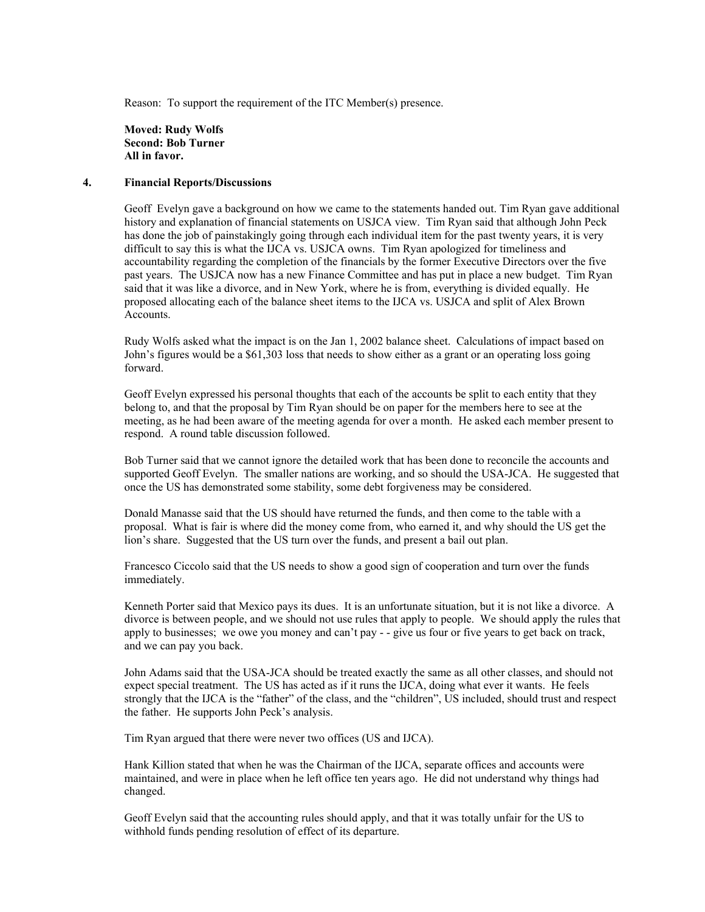Reason: To support the requirement of the ITC Member(s) presence.

**Moved: Rudy Wolfs**
**Second: Bob Turner**
**All in favor.**

## 4. Financial Reports/Discussions

Geoff Evelyn gave a background on how we came to the statements handed out. Tim Ryan gave additional history and explanation of financial statements on USJCA view. Tim Ryan said that although John Peck has done the job of painstakingly going through each individual item for the past twenty years, it is very difficult to say this is what the IJCA vs. USJCA owns. Tim Ryan apologized for timeliness and accountability regarding the completion of the financials by the former Executive Directors over the five past years. The USJCA now has a new Finance Committee and has put in place a new budget. Tim Ryan said that it was like a divorce, and in New York, where he is from, everything is divided equally. He proposed allocating each of the balance sheet items to the IJCA vs. USJCA and split of Alex Brown Accounts.

Rudy Wolfs asked what the impact is on the Jan 1, 2002 balance sheet. Calculations of impact based on John's figures would be a $61,303 loss that needs to show either as a grant or an operating loss going forward.

Geoff Evelyn expressed his personal thoughts that each of the accounts be split to each entity that they belong to, and that the proposal by Tim Ryan should be on paper for the members here to see at the meeting, as he had been aware of the meeting agenda for over a month. He asked each member present to respond. A round table discussion followed.

Bob Turner said that we cannot ignore the detailed work that has been done to reconcile the accounts and supported Geoff Evelyn. The smaller nations are working, and so should the USA-JCA. He suggested that once the US has demonstrated some stability, some debt forgiveness may be considered.

Donald Manasse said that the US should have returned the funds, and then come to the table with a proposal. What is fair is where did the money come from, who earned it, and why should the US get the lion's share. Suggested that the US turn over the funds, and present a bail out plan.

Francesco Ciccolo said that the US needs to show a good sign of cooperation and turn over the funds immediately.

Kenneth Porter said that Mexico pays its dues. It is an unfortunate situation, but it is not like a divorce. A divorce is between people, and we should not use rules that apply to people. We should apply the rules that apply to businesses; we owe you money and can't pay - - give us four or five years to get back on track, and we can pay you back.

John Adams said that the USA-JCA should be treated exactly the same as all other classes, and should not expect special treatment. The US has acted as if it runs the IJCA, doing what ever it wants. He feels strongly that the IJCA is the "father" of the class, and the "children", US included, should trust and respect the father. He supports John Peck's analysis.

Tim Ryan argued that there were never two offices (US and IJCA).

Hank Killion stated that when he was the Chairman of the IJCA, separate offices and accounts were maintained, and were in place when he left office ten years ago. He did not understand why things had changed.

Geoff Evelyn said that the accounting rules should apply, and that it was totally unfair for the US to withhold funds pending resolution of effect of its departure.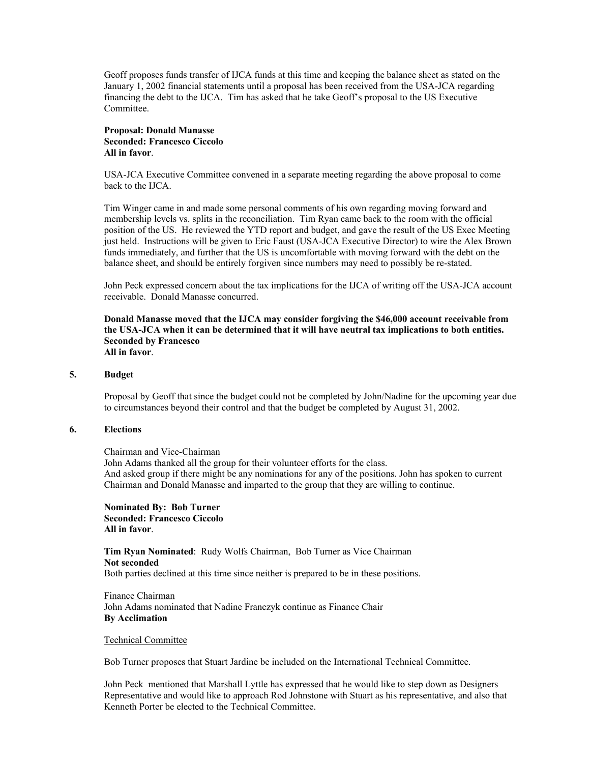Geoff proposes funds transfer of IJCA funds at this time and keeping the balance sheet as stated on the January 1, 2002 financial statements until a proposal has been received from the USA-JCA regarding financing the debt to the IJCA. Tim has asked that he take Geoff's proposal to the US Executive Committee.

**Proposal: Donald Manasse**
**Seconded: Francesco Ciccolo**
**All in favor**.

USA-JCA Executive Committee convened in a separate meeting regarding the above proposal to come back to the IJCA.

Tim Winger came in and made some personal comments of his own regarding moving forward and membership levels vs. splits in the reconciliation. Tim Ryan came back to the room with the official position of the US. He reviewed the YTD report and budget, and gave the result of the US Exec Meeting just held. Instructions will be given to Eric Faust (USA-JCA Executive Director) to wire the Alex Brown funds immediately, and further that the US is uncomfortable with moving forward with the debt on the balance sheet, and should be entirely forgiven since numbers may need to possibly be re-stated.

John Peck expressed concern about the tax implications for the IJCA of writing off the USA-JCA account receivable. Donald Manasse concurred.

**Donald Manasse moved that the IJCA may consider forgiving the $46,000 account receivable from the USA-JCA when it can be determined that it will have neutral tax implications to both entities.**
**Seconded by Francesco**
**All in favor**.

## 5. Budget

Proposal by Geoff that since the budget could not be completed by John/Nadine for the upcoming year due to circumstances beyond their control and that the budget be completed by August 31, 2002.

## 6. Elections

Chairman and Vice-Chairman

John Adams thanked all the group for their volunteer efforts for the class.
And asked group if there might be any nominations for any of the positions. John has spoken to current Chairman and Donald Manasse and imparted to the group that they are willing to continue.

**Nominated By: Bob Turner**
**Seconded: Francesco Ciccolo**
**All in favor**.

**Tim Ryan Nominated**: Rudy Wolfs Chairman, Bob Turner as Vice Chairman
**Not seconded**
Both parties declined at this time since neither is prepared to be in these positions.

Finance Chairman

John Adams nominated that Nadine Franczyk continue as Finance Chair
**By Acclimation**

Technical Committee

Bob Turner proposes that Stuart Jardine be included on the International Technical Committee.

John Peck mentioned that Marshall Lyttle has expressed that he would like to step down as Designers Representative and would like to approach Rod Johnstone with Stuart as his representative, and also that Kenneth Porter be elected to the Technical Committee.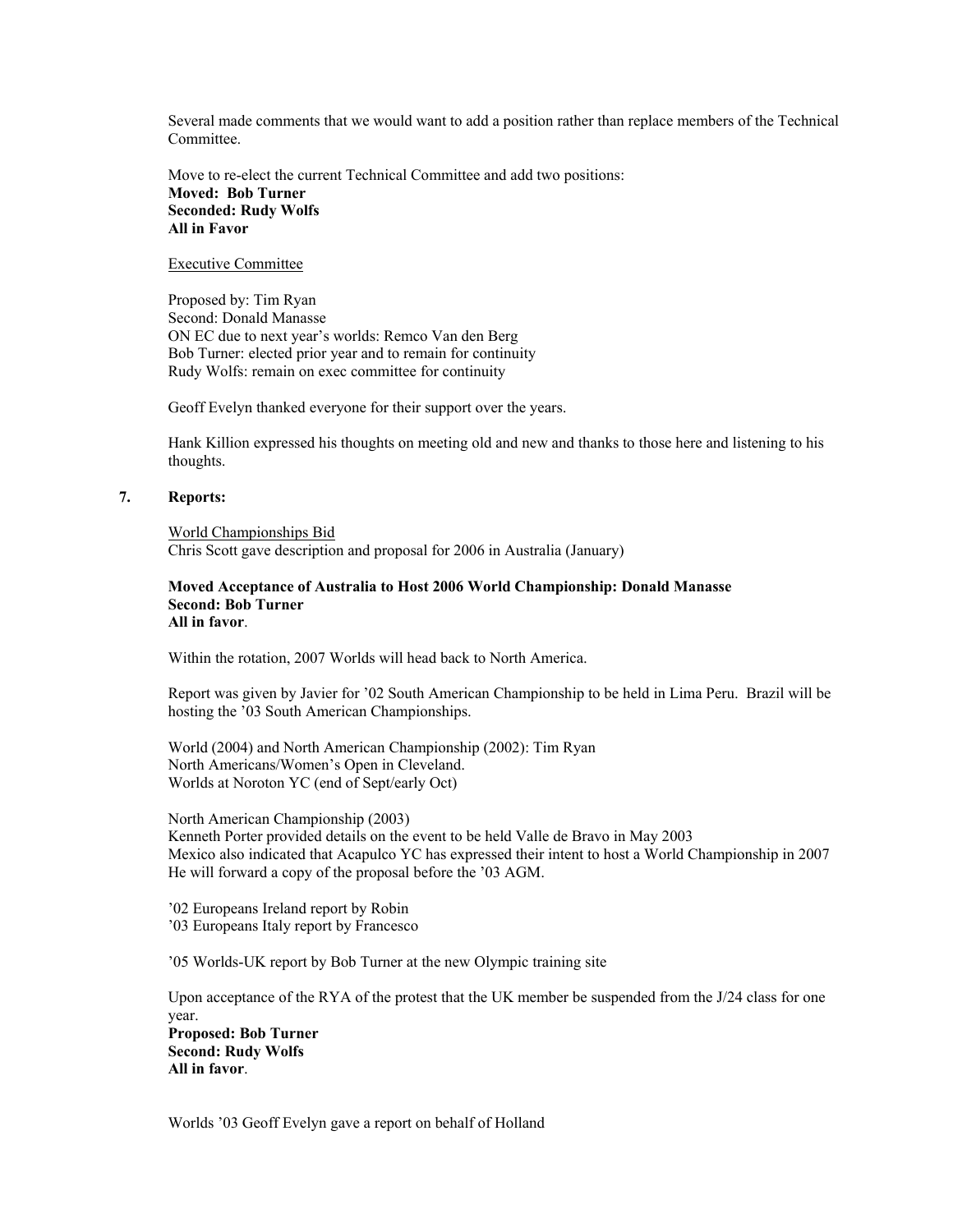Several made comments that we would want to add a position rather than replace members of the Technical Committee.

Move to re-elect the current Technical Committee and add two positions:
**Moved: Bob Turner**
**Seconded: Rudy Wolfs**
**All in Favor**

<u>Executive Committee</u>

Proposed by: Tim Ryan
Second: Donald Manasse
ON EC due to next year's worlds: Remco Van den Berg
Bob Turner: elected prior year and to remain for continuity
Rudy Wolfs: remain on exec committee for continuity

Geoff Evelyn thanked everyone for their support over the years.

Hank Killion expressed his thoughts on meeting old and new and thanks to those here and listening to his thoughts.

## 7. Reports:

<u>World Championships Bid</u>
Chris Scott gave description and proposal for 2006 in Australia (January)

**Moved Acceptance of Australia to Host 2006 World Championship: Donald Manasse**
**Second: Bob Turner**
**All in favor**.

Within the rotation, 2007 Worlds will head back to North America.

Report was given by Javier for '02 South American Championship to be held in Lima Peru. Brazil will be hosting the '03 South American Championships.

World (2004) and North American Championship (2002): Tim Ryan
North Americans/Women's Open in Cleveland.
Worlds at Noroton YC (end of Sept/early Oct)

North American Championship (2003)
Kenneth Porter provided details on the event to be held Valle de Bravo in May 2003
Mexico also indicated that Acapulco YC has expressed their intent to host a World Championship in 2007
He will forward a copy of the proposal before the '03 AGM.

'02 Europeans Ireland report by Robin
'03 Europeans Italy report by Francesco

'05 Worlds-UK report by Bob Turner at the new Olympic training site

Upon acceptance of the RYA of the protest that the UK member be suspended from the J/24 class for one year.
**Proposed: Bob Turner**
**Second: Rudy Wolfs**
**All in favor**.

Worlds '03 Geoff Evelyn gave a report on behalf of Holland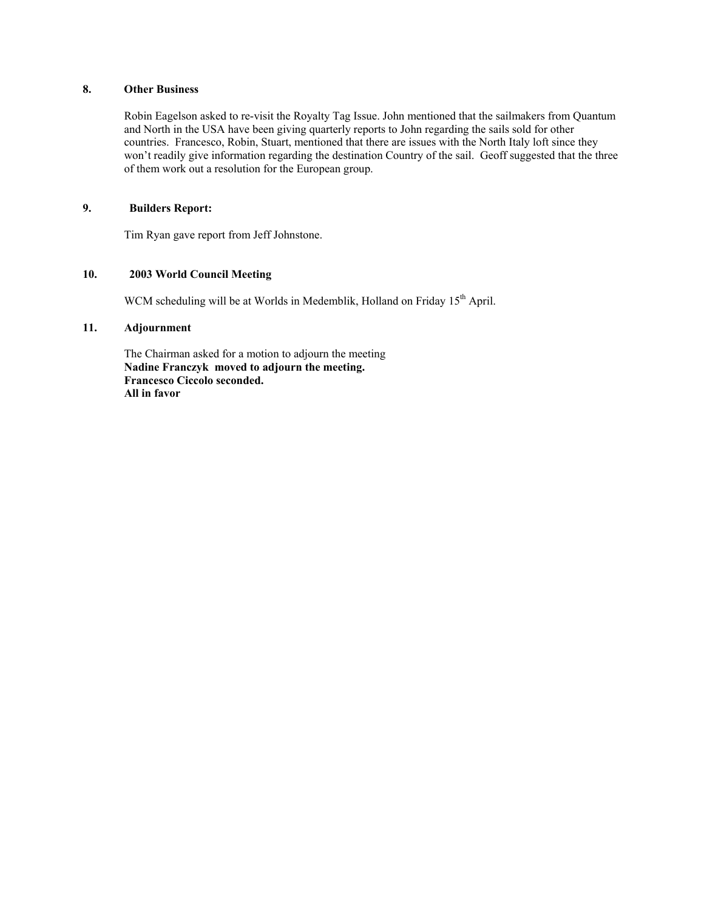**8. Other Business**

Robin Eagelson asked to re-visit the Royalty Tag Issue. John mentioned that the sailmakers from Quantum and North in the USA have been giving quarterly reports to John regarding the sails sold for other countries. Francesco, Robin, Stuart, mentioned that there are issues with the North Italy loft since they won't readily give information regarding the destination Country of the sail. Geoff suggested that the three of them work out a resolution for the European group.

**9. Builders Report:**

Tim Ryan gave report from Jeff Johnstone.

**10. 2003 World Council Meeting**

WCM scheduling will be at Worlds in Medemblik, Holland on Friday 15th April.

**11. Adjournment**

The Chairman asked for a motion to adjourn the meeting
**Nadine Franczyk moved to adjourn the meeting.**
**Francesco Ciccolo seconded.**
**All in favor**